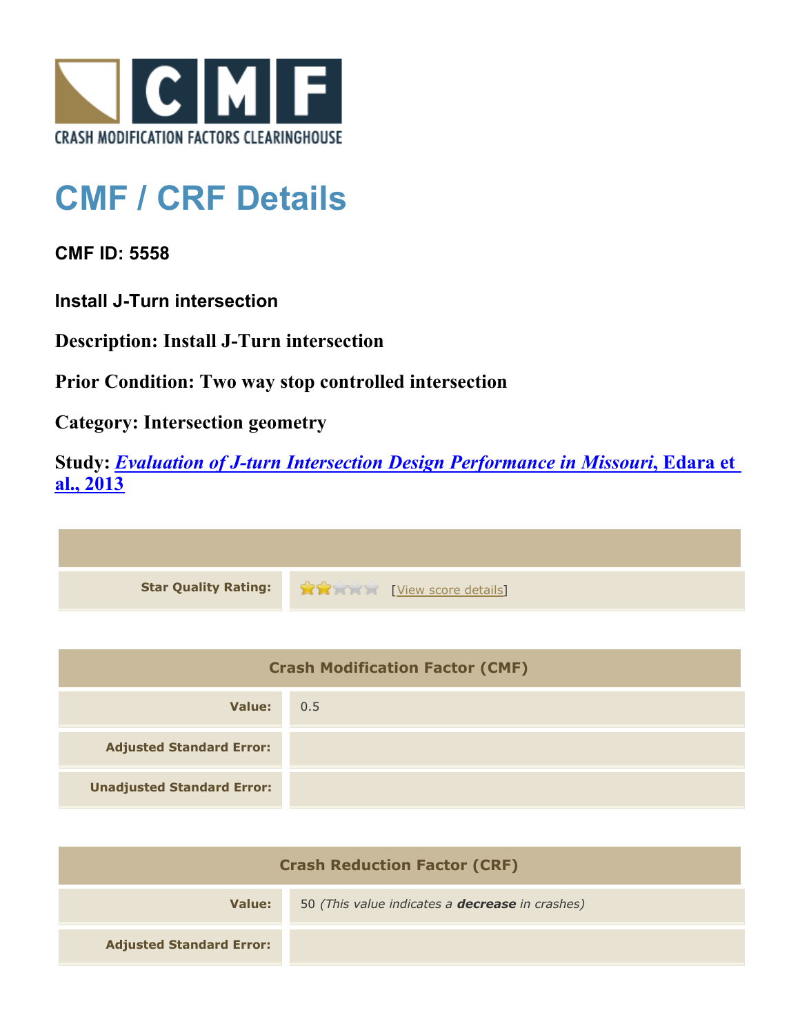CRASH MODIFICATION FACTORS CLEARINGHOUSE

# CMF / CRF Details

### CMF ID: 5558

### Install J-Turn intersection

**Description: Install J-Turn intersection**

**Prior Condition: Two way stop controlled intersection**

**Category: Intersection geometry**

**Study: *Evaluation of J-turn Intersection Design Performance in Missouri*, Edara et al., 2013**

| | |
|---|---|
| **Star Quality Rating:** | 2 of 5 stars [View score details] |

| Crash Modification Factor (CMF) | |
|---|---|
| **Value:** | 0.5 |
| **Adjusted Standard Error:** | |
| **Unadjusted Standard Error:** | |

| Crash Reduction Factor (CRF) | |
|---|---|
| **Value:** | 50 *(This value indicates a **decrease** in crashes)* |
| **Adjusted Standard Error:** | |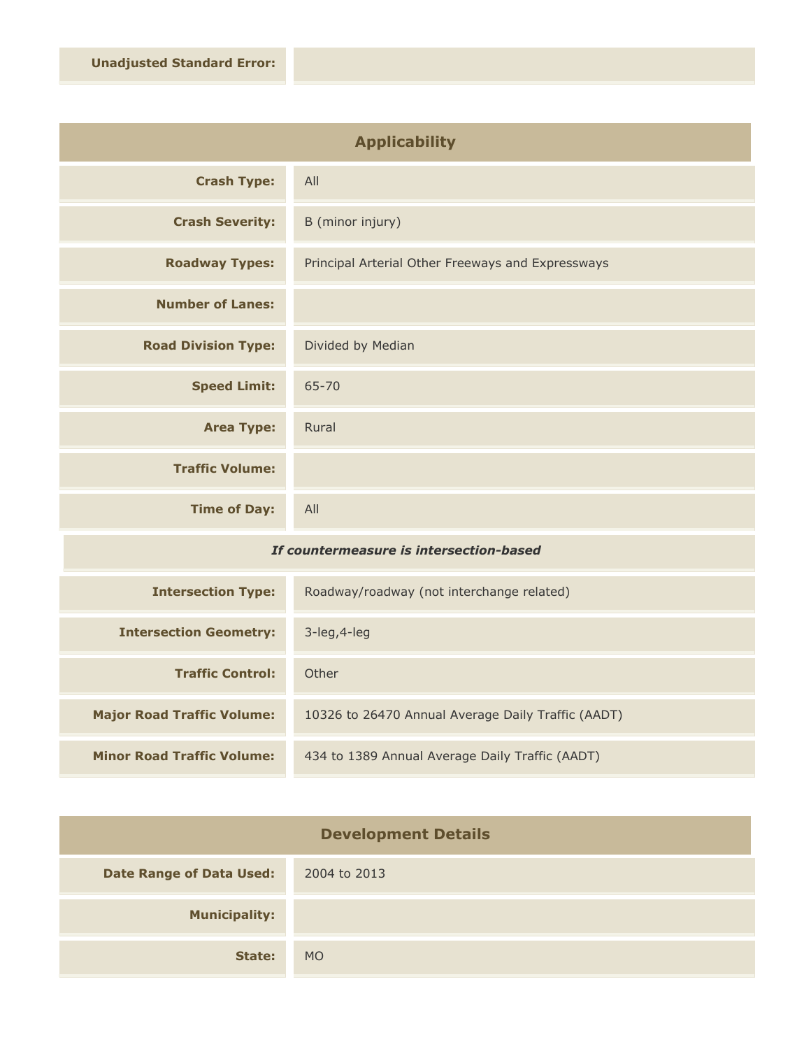| | |
|---|---|
| **Unadjusted Standard Error:** | |

## Applicability

| | |
|---|---|
| **Crash Type:** | All |
| **Crash Severity:** | B (minor injury) |
| **Roadway Types:** | Principal Arterial Other Freeways and Expressways |
| **Number of Lanes:** | |
| **Road Division Type:** | Divided by Median |
| **Speed Limit:** | 65-70 |
| **Area Type:** | Rural |
| **Traffic Volume:** | |
| **Time of Day:** | All |

*If countermeasure is intersection-based*

| | |
|---|---|
| **Intersection Type:** | Roadway/roadway (not interchange related) |
| **Intersection Geometry:** | 3-leg,4-leg |
| **Traffic Control:** | Other |
| **Major Road Traffic Volume:** | 10326 to 26470 Annual Average Daily Traffic (AADT) |
| **Minor Road Traffic Volume:** | 434 to 1389 Annual Average Daily Traffic (AADT) |

## Development Details

| | |
|---|---|
| **Date Range of Data Used:** | 2004 to 2013 |
| **Municipality:** | |
| **State:** | MO |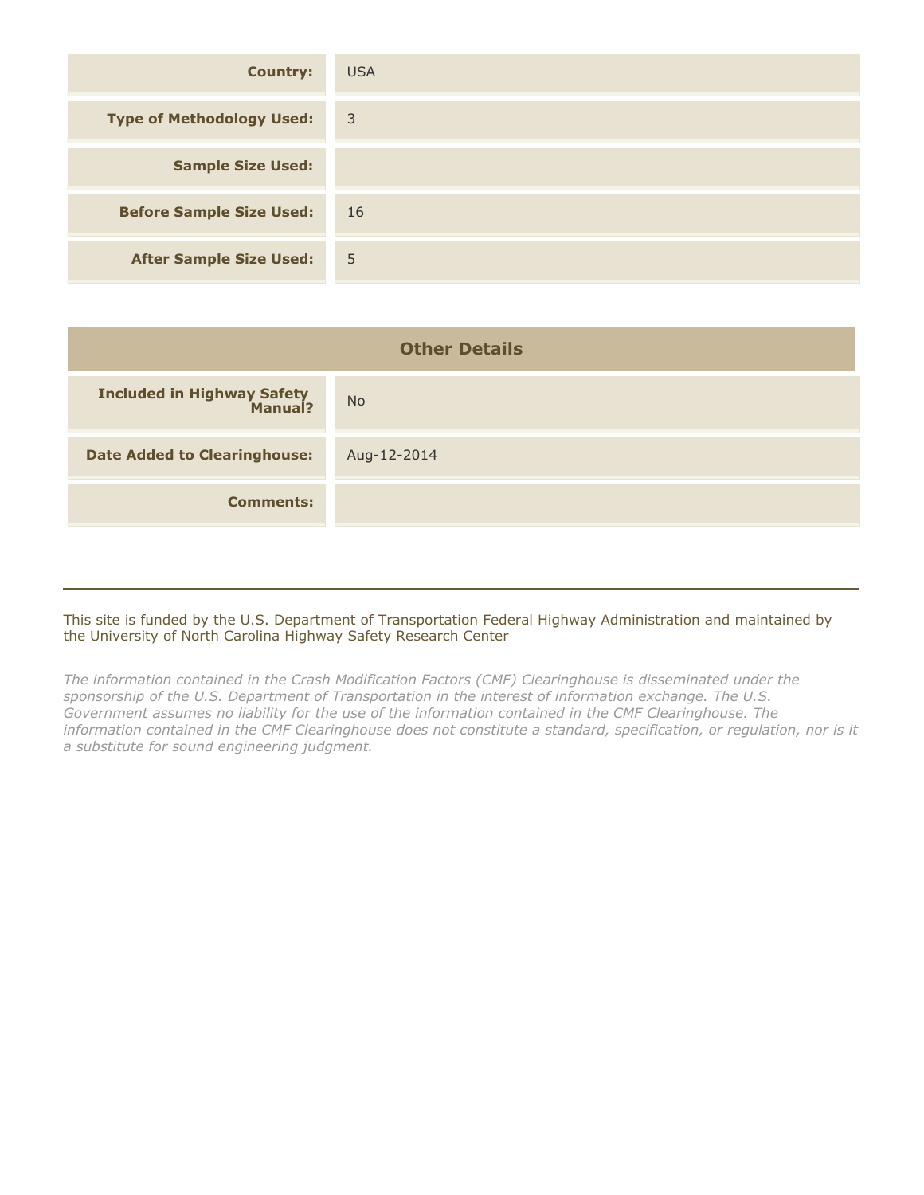| | |
|---|---|
| **Country:** | USA |
| **Type of Methodology Used:** | 3 |
| **Sample Size Used:** | |
| **Before Sample Size Used:** | 16 |
| **After Sample Size Used:** | 5 |

## Other Details

| | |
|---|---|
| **Included in Highway Safety Manual?** | No |
| **Date Added to Clearinghouse:** | Aug-12-2014 |
| **Comments:** | |

---

This site is funded by the U.S. Department of Transportation Federal Highway Administration and maintained by the University of North Carolina Highway Safety Research Center

*The information contained in the Crash Modification Factors (CMF) Clearinghouse is disseminated under the sponsorship of the U.S. Department of Transportation in the interest of information exchange. The U.S. Government assumes no liability for the use of the information contained in the CMF Clearinghouse. The information contained in the CMF Clearinghouse does not constitute a standard, specification, or regulation, nor is it a substitute for sound engineering judgment.*